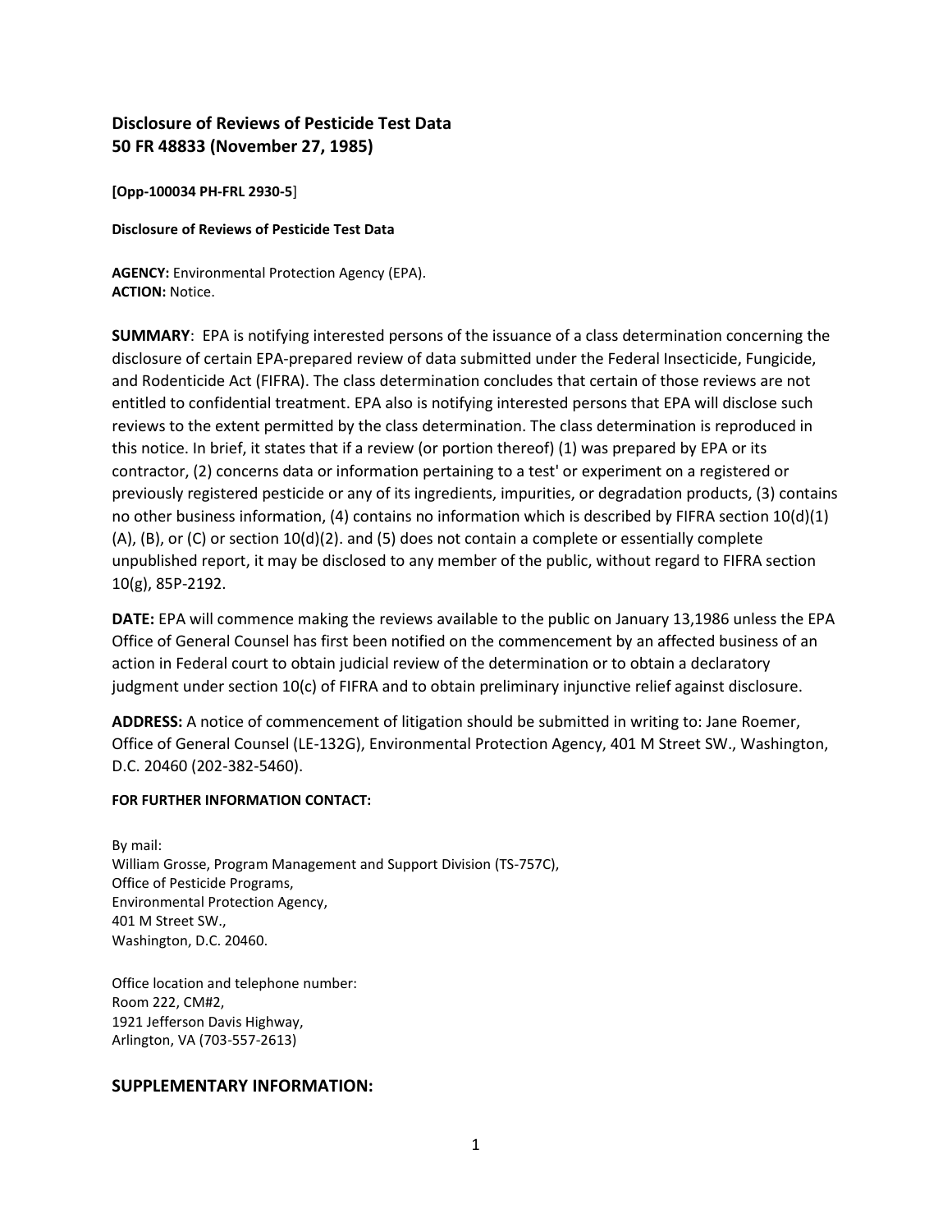# Disclosure of Reviews of Pesticide Test Data
# 50 FR 48833 (November 27, 1985)

**[Opp-100034 PH-FRL 2930-5**]

**Disclosure of Reviews of Pesticide Test Data**

**AGENCY:** Environmental Protection Agency (EPA).
**ACTION:** Notice.

**SUMMARY**: EPA is notifying interested persons of the issuance of a class determination concerning the disclosure of certain EPA-prepared review of data submitted under the Federal Insecticide, Fungicide, and Rodenticide Act (FIFRA). The class determination concludes that certain of those reviews are not entitled to confidential treatment. EPA also is notifying interested persons that EPA will disclose such reviews to the extent permitted by the class determination. The class determination is reproduced in this notice. In brief, it states that if a review (or portion thereof) (1) was prepared by EPA or its contractor, (2) concerns data or information pertaining to a test' or experiment on a registered or previously registered pesticide or any of its ingredients, impurities, or degradation products, (3) contains no other business information, (4) contains no information which is described by FIFRA section 10(d)(1) (A), (B), or (C) or section 10(d)(2). and (5) does not contain a complete or essentially complete unpublished report, it may be disclosed to any member of the public, without regard to FIFRA section 10(g), 85P-2192.

**DATE:** EPA will commence making the reviews available to the public on January 13,1986 unless the EPA Office of General Counsel has first been notified on the commencement by an affected business of an action in Federal court to obtain judicial review of the determination or to obtain a declaratory judgment under section 10(c) of FIFRA and to obtain preliminary injunctive relief against disclosure.

**ADDRESS:** A notice of commencement of litigation should be submitted in writing to: Jane Roemer, Office of General Counsel (LE-132G), Environmental Protection Agency, 401 M Street SW., Washington, D.C. 20460 (202-382-5460).

**FOR FURTHER INFORMATION CONTACT:**

By mail:
William Grosse, Program Management and Support Division (TS-757C),
Office of Pesticide Programs,
Environmental Protection Agency,
401 M Street SW.,
Washington, D.C. 20460.

Office location and telephone number:
Room 222, CM#2,
1921 Jefferson Davis Highway,
Arlington, VA (703-557-2613)

## SUPPLEMENTARY INFORMATION: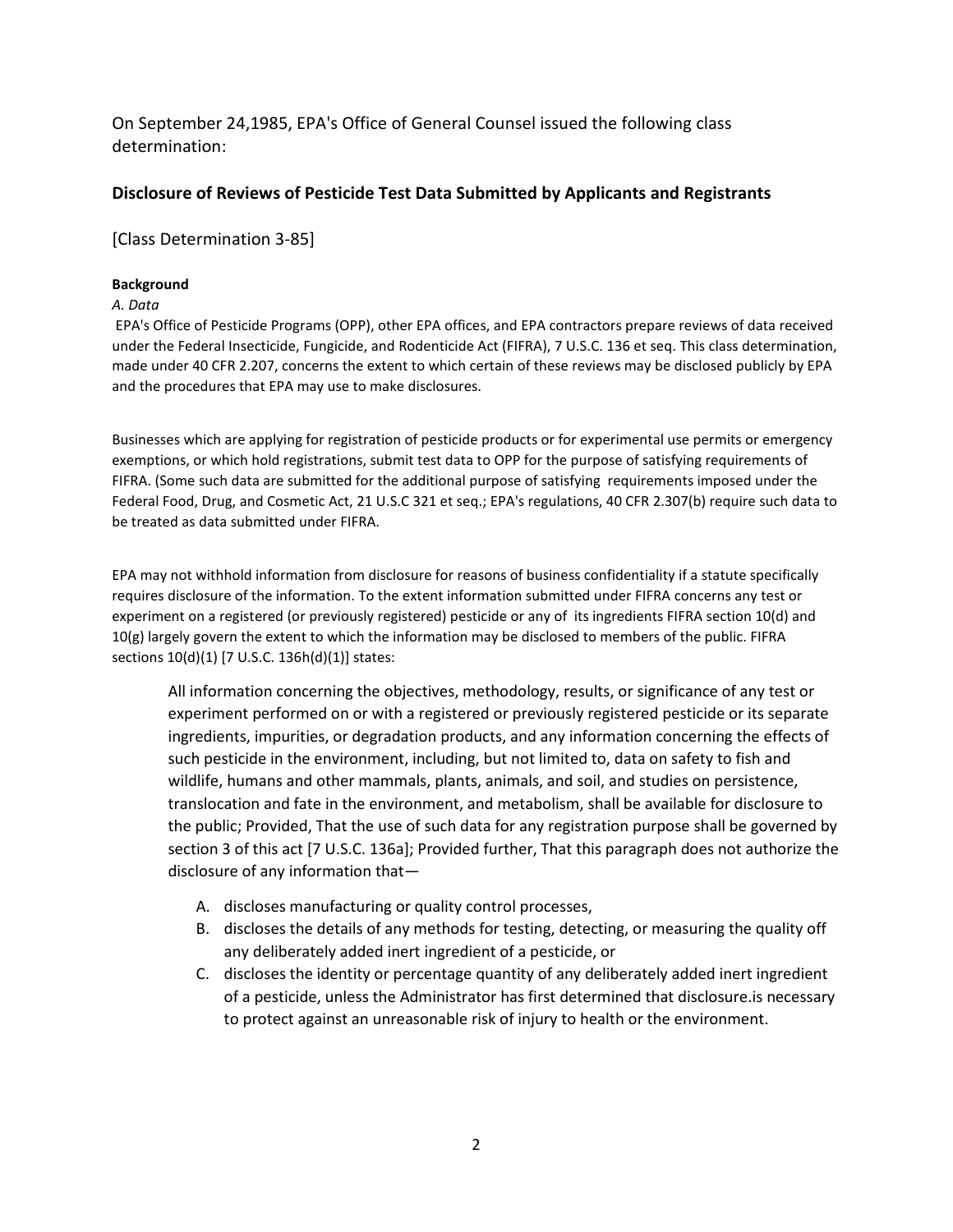On September 24,1985, EPA's Office of General Counsel issued the following class determination:

### Disclosure of Reviews of Pesticide Test Data Submitted by Applicants and Registrants

[Class Determination 3-85]

**Background**

*A. Data*

EPA's Office of Pesticide Programs (OPP), other EPA offices, and EPA contractors prepare reviews of data received under the Federal Insecticide, Fungicide, and Rodenticide Act (FIFRA), 7 U.S.C. 136 et seq. This class determination, made under 40 CFR 2.207, concerns the extent to which certain of these reviews may be disclosed publicly by EPA and the procedures that EPA may use to make disclosures.

Businesses which are applying for registration of pesticide products or for experimental use permits or emergency exemptions, or which hold registrations, submit test data to OPP for the purpose of satisfying requirements of FIFRA. (Some such data are submitted for the additional purpose of satisfying requirements imposed under the Federal Food, Drug, and Cosmetic Act, 21 U.S.C 321 et seq.; EPA's regulations, 40 CFR 2.307(b) require such data to be treated as data submitted under FIFRA.

EPA may not withhold information from disclosure for reasons of business confidentiality if a statute specifically requires disclosure of the information. To the extent information submitted under FIFRA concerns any test or experiment on a registered (or previously registered) pesticide or any of its ingredients FIFRA section 10(d) and 10(g) largely govern the extent to which the information may be disclosed to members of the public. FIFRA sections 10(d)(1) [7 U.S.C. 136h(d)(1)] states:

> All information concerning the objectives, methodology, results, or significance of any test or experiment performed on or with a registered or previously registered pesticide or its separate ingredients, impurities, or degradation products, and any information concerning the effects of such pesticide in the environment, including, but not limited to, data on safety to fish and wildlife, humans and other mammals, plants, animals, and soil, and studies on persistence, translocation and fate in the environment, and metabolism, shall be available for disclosure to the public; Provided, That the use of such data for any registration purpose shall be governed by section 3 of this act [7 U.S.C. 136a]; Provided further, That this paragraph does not authorize the disclosure of any information that—
>
> A. discloses manufacturing or quality control processes,
> B. discloses the details of any methods for testing, detecting, or measuring the quality off any deliberately added inert ingredient of a pesticide, or
> C. discloses the identity or percentage quantity of any deliberately added inert ingredient of a pesticide, unless the Administrator has first determined that disclosure.is necessary to protect against an unreasonable risk of injury to health or the environment.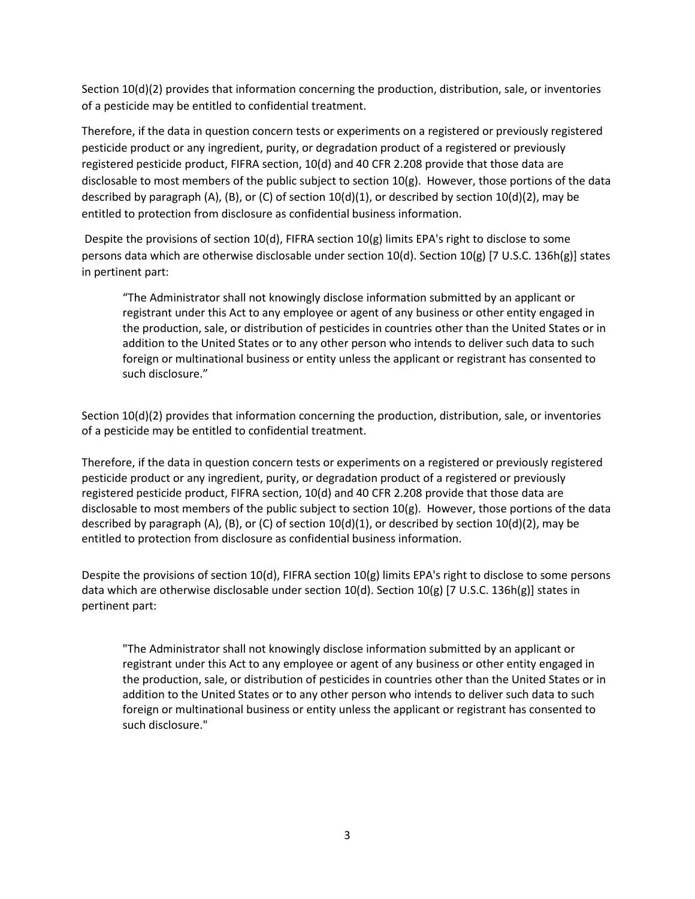Section 10(d)(2) provides that information concerning the production, distribution, sale, or inventories of a pesticide may be entitled to confidential treatment.

Therefore, if the data in question concern tests or experiments on a registered or previously registered pesticide product or any ingredient, purity, or degradation product of a registered or previously registered pesticide product, FIFRA section, 10(d) and 40 CFR 2.208 provide that those data are disclosable to most members of the public subject to section 10(g). However, those portions of the data described by paragraph (A), (B), or (C) of section 10(d)(1), or described by section 10(d)(2), may be entitled to protection from disclosure as confidential business information.

Despite the provisions of section 10(d), FIFRA section 10(g) limits EPA's right to disclose to some persons data which are otherwise disclosable under section 10(d). Section 10(g) [7 U.S.C. 136h(g)] states in pertinent part:

> "The Administrator shall not knowingly disclose information submitted by an applicant or registrant under this Act to any employee or agent of any business or other entity engaged in the production, sale, or distribution of pesticides in countries other than the United States or in addition to the United States or to any other person who intends to deliver such data to such foreign or multinational business or entity unless the applicant or registrant has consented to such disclosure."

Section 10(d)(2) provides that information concerning the production, distribution, sale, or inventories of a pesticide may be entitled to confidential treatment.

Therefore, if the data in question concern tests or experiments on a registered or previously registered pesticide product or any ingredient, purity, or degradation product of a registered or previously registered pesticide product, FIFRA section, 10(d) and 40 CFR 2.208 provide that those data are disclosable to most members of the public subject to section 10(g). However, those portions of the data described by paragraph (A), (B), or (C) of section 10(d)(1), or described by section 10(d)(2), may be entitled to protection from disclosure as confidential business information.

Despite the provisions of section 10(d), FIFRA section 10(g) limits EPA's right to disclose to some persons data which are otherwise disclosable under section 10(d). Section 10(g) [7 U.S.C. 136h(g)] states in pertinent part:

> "The Administrator shall not knowingly disclose information submitted by an applicant or registrant under this Act to any employee or agent of any business or other entity engaged in the production, sale, or distribution of pesticides in countries other than the United States or in addition to the United States or to any other person who intends to deliver such data to such foreign or multinational business or entity unless the applicant or registrant has consented to such disclosure."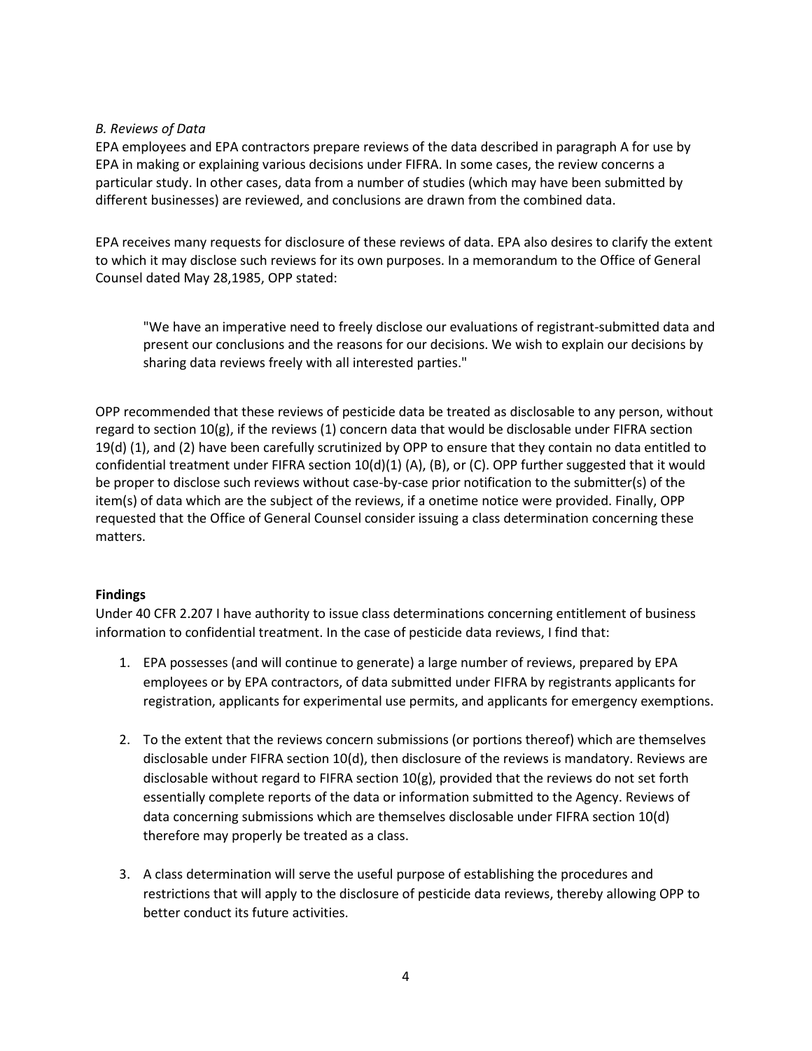*B. Reviews of Data*

EPA employees and EPA contractors prepare reviews of the data described in paragraph A for use by EPA in making or explaining various decisions under FIFRA. In some cases, the review concerns a particular study. In other cases, data from a number of studies (which may have been submitted by different businesses) are reviewed, and conclusions are drawn from the combined data.

EPA receives many requests for disclosure of these reviews of data. EPA also desires to clarify the extent to which it may disclose such reviews for its own purposes. In a memorandum to the Office of General Counsel dated May 28,1985, OPP stated:

> "We have an imperative need to freely disclose our evaluations of registrant-submitted data and present our conclusions and the reasons for our decisions. We wish to explain our decisions by sharing data reviews freely with all interested parties."

OPP recommended that these reviews of pesticide data be treated as disclosable to any person, without regard to section 10(g), if the reviews (1) concern data that would be disclosable under FIFRA section 19(d) (1), and (2) have been carefully scrutinized by OPP to ensure that they contain no data entitled to confidential treatment under FIFRA section 10(d)(1) (A), (B), or (C). OPP further suggested that it would be proper to disclose such reviews without case-by-case prior notification to the submitter(s) of the item(s) of data which are the subject of the reviews, if a onetime notice were provided. Finally, OPP requested that the Office of General Counsel consider issuing a class determination concerning these matters.

**Findings**

Under 40 CFR 2.207 I have authority to issue class determinations concerning entitlement of business information to confidential treatment. In the case of pesticide data reviews, I find that:

1. EPA possesses (and will continue to generate) a large number of reviews, prepared by EPA employees or by EPA contractors, of data submitted under FIFRA by registrants applicants for registration, applicants for experimental use permits, and applicants for emergency exemptions.

2. To the extent that the reviews concern submissions (or portions thereof) which are themselves disclosable under FIFRA section 10(d), then disclosure of the reviews is mandatory. Reviews are disclosable without regard to FIFRA section 10(g), provided that the reviews do not set forth essentially complete reports of the data or information submitted to the Agency. Reviews of data concerning submissions which are themselves disclosable under FIFRA section 10(d) therefore may properly be treated as a class.

3. A class determination will serve the useful purpose of establishing the procedures and restrictions that will apply to the disclosure of pesticide data reviews, thereby allowing OPP to better conduct its future activities.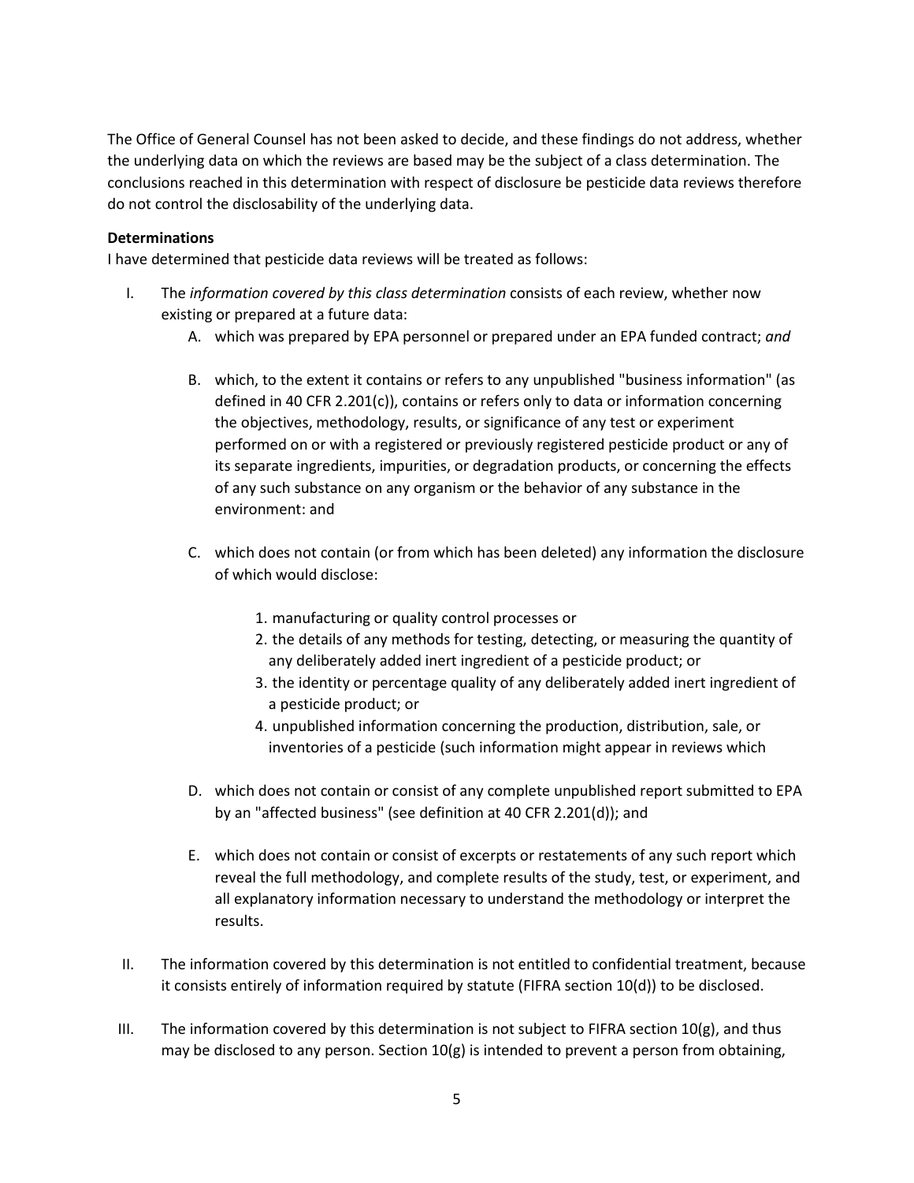The Office of General Counsel has not been asked to decide, and these findings do not address, whether the underlying data on which the reviews are based may be the subject of a class determination. The conclusions reached in this determination with respect of disclosure be pesticide data reviews therefore do not control the disclosability of the underlying data.

**Determinations**

I have determined that pesticide data reviews will be treated as follows:

I. The *information covered by this class determination* consists of each review, whether now existing or prepared at a future data:

   A. which was prepared by EPA personnel or prepared under an EPA funded contract; *and*

   B. which, to the extent it contains or refers to any unpublished "business information" (as defined in 40 CFR 2.201(c)), contains or refers only to data or information concerning the objectives, methodology, results, or significance of any test or experiment performed on or with a registered or previously registered pesticide product or any of its separate ingredients, impurities, or degradation products, or concerning the effects of any such substance on any organism or the behavior of any substance in the environment: and

   C. which does not contain (or from which has been deleted) any information the disclosure of which would disclose:

      1. manufacturing or quality control processes or
      2. the details of any methods for testing, detecting, or measuring the quantity of any deliberately added inert ingredient of a pesticide product; or
      3. the identity or percentage quality of any deliberately added inert ingredient of a pesticide product; or
      4. unpublished information concerning the production, distribution, sale, or inventories of a pesticide (such information might appear in reviews which

   D. which does not contain or consist of any complete unpublished report submitted to EPA by an "affected business" (see definition at 40 CFR 2.201(d)); and

   E. which does not contain or consist of excerpts or restatements of any such report which reveal the full methodology, and complete results of the study, test, or experiment, and all explanatory information necessary to understand the methodology or interpret the results.

II. The information covered by this determination is not entitled to confidential treatment, because it consists entirely of information required by statute (FIFRA section 10(d)) to be disclosed.

III. The information covered by this determination is not subject to FIFRA section 10(g), and thus may be disclosed to any person. Section 10(g) is intended to prevent a person from obtaining,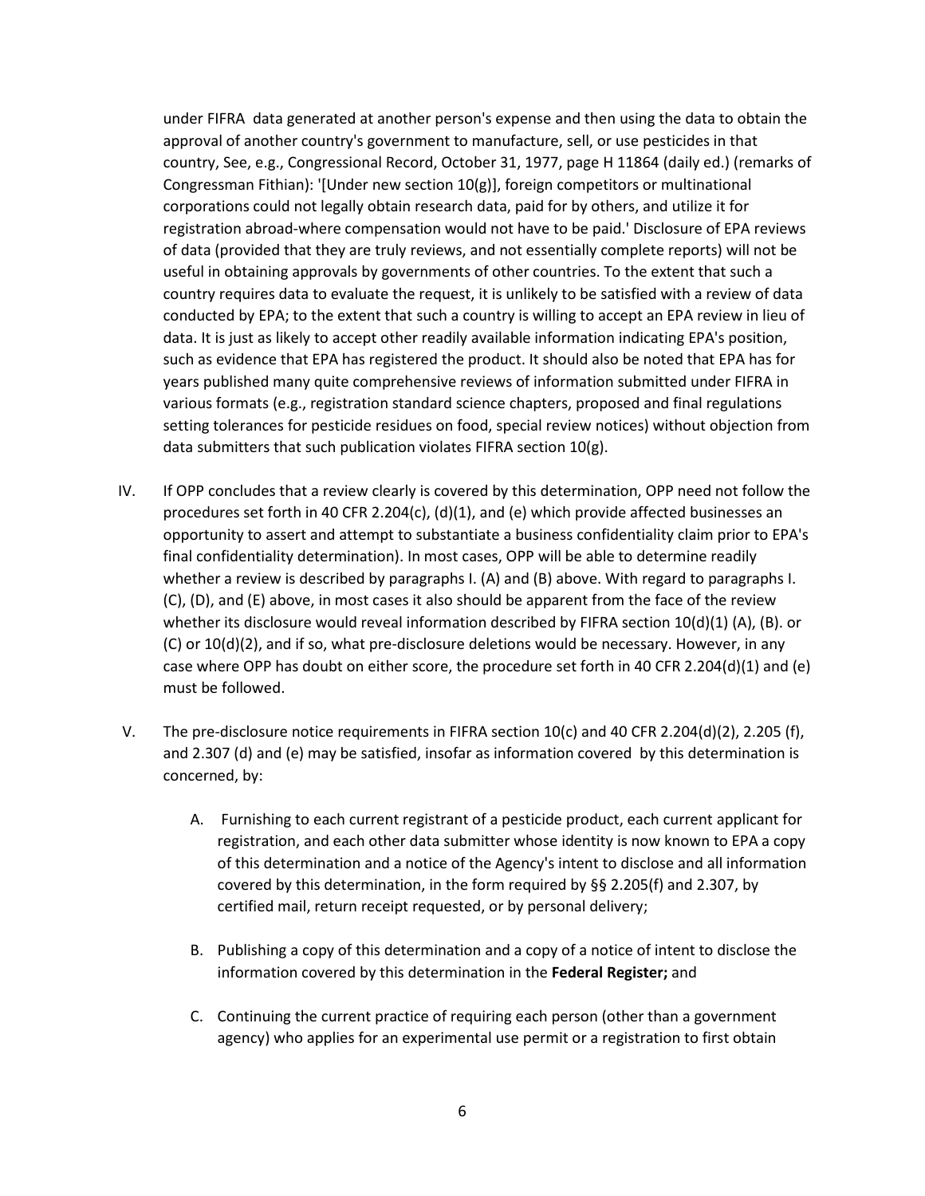under FIFRA data generated at another person's expense and then using the data to obtain the approval of another country's government to manufacture, sell, or use pesticides in that country, See, e.g., Congressional Record, October 31, 1977, page H 11864 (daily ed.) (remarks of Congressman Fithian): '[Under new section 10(g)], foreign competitors or multinational corporations could not legally obtain research data, paid for by others, and utilize it for registration abroad-where compensation would not have to be paid.' Disclosure of EPA reviews of data (provided that they are truly reviews, and not essentially complete reports) will not be useful in obtaining approvals by governments of other countries. To the extent that such a country requires data to evaluate the request, it is unlikely to be satisfied with a review of data conducted by EPA; to the extent that such a country is willing to accept an EPA review in lieu of data. It is just as likely to accept other readily available information indicating EPA's position, such as evidence that EPA has registered the product. It should also be noted that EPA has for years published many quite comprehensive reviews of information submitted under FIFRA in various formats (e.g., registration standard science chapters, proposed and final regulations setting tolerances for pesticide residues on food, special review notices) without objection from data submitters that such publication violates FIFRA section 10(g).

IV. If OPP concludes that a review clearly is covered by this determination, OPP need not follow the procedures set forth in 40 CFR 2.204(c), (d)(1), and (e) which provide affected businesses an opportunity to assert and attempt to substantiate a business confidentiality claim prior to EPA's final confidentiality determination). In most cases, OPP will be able to determine readily whether a review is described by paragraphs I. (A) and (B) above. With regard to paragraphs I. (C), (D), and (E) above, in most cases it also should be apparent from the face of the review whether its disclosure would reveal information described by FIFRA section 10(d)(1) (A), (B). or (C) or 10(d)(2), and if so, what pre-disclosure deletions would be necessary. However, in any case where OPP has doubt on either score, the procedure set forth in 40 CFR 2.204(d)(1) and (e) must be followed.

V. The pre-disclosure notice requirements in FIFRA section 10(c) and 40 CFR 2.204(d)(2), 2.205 (f), and 2.307 (d) and (e) may be satisfied, insofar as information covered by this determination is concerned, by:

   A. Furnishing to each current registrant of a pesticide product, each current applicant for registration, and each other data submitter whose identity is now known to EPA a copy of this determination and a notice of the Agency's intent to disclose and all information covered by this determination, in the form required by §§ 2.205(f) and 2.307, by certified mail, return receipt requested, or by personal delivery;

   B. Publishing a copy of this determination and a copy of a notice of intent to disclose the information covered by this determination in the **Federal Register;** and

   C. Continuing the current practice of requiring each person (other than a government agency) who applies for an experimental use permit or a registration to first obtain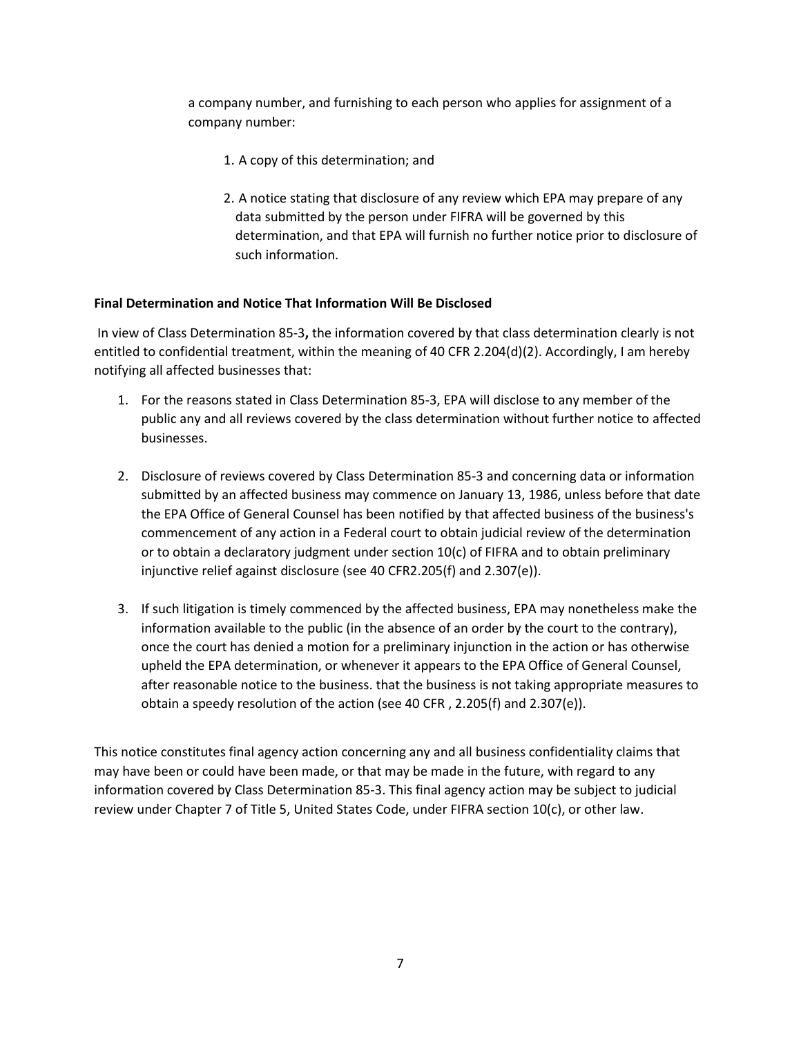a company number, and furnishing to each person who applies for assignment of a company number:

1. A copy of this determination; and

2. A notice stating that disclosure of any review which EPA may prepare of any data submitted by the person under FIFRA will be governed by this determination, and that EPA will furnish no further notice prior to disclosure of such information.

**Final Determination and Notice That Information Will Be Disclosed**

In view of Class Determination 85-3**,** the information covered by that class determination clearly is not entitled to confidential treatment, within the meaning of 40 CFR 2.204(d)(2). Accordingly, I am hereby notifying all affected businesses that:

1. For the reasons stated in Class Determination 85-3, EPA will disclose to any member of the public any and all reviews covered by the class determination without further notice to affected businesses.

2. Disclosure of reviews covered by Class Determination 85-3 and concerning data or information submitted by an affected business may commence on January 13, 1986, unless before that date the EPA Office of General Counsel has been notified by that affected business of the business's commencement of any action in a Federal court to obtain judicial review of the determination or to obtain a declaratory judgment under section 10(c) of FIFRA and to obtain preliminary injunctive relief against disclosure (see 40 CFR2.205(f) and 2.307(e)).

3. If such litigation is timely commenced by the affected business, EPA may nonetheless make the information available to the public (in the absence of an order by the court to the contrary), once the court has denied a motion for a preliminary injunction in the action or has otherwise upheld the EPA determination, or whenever it appears to the EPA Office of General Counsel, after reasonable notice to the business. that the business is not taking appropriate measures to obtain a speedy resolution of the action (see 40 CFR , 2.205(f) and 2.307(e)).

This notice constitutes final agency action concerning any and all business confidentiality claims that may have been or could have been made, or that may be made in the future, with regard to any information covered by Class Determination 85-3. This final agency action may be subject to judicial review under Chapter 7 of Title 5, United States Code, under FIFRA section 10(c), or other law.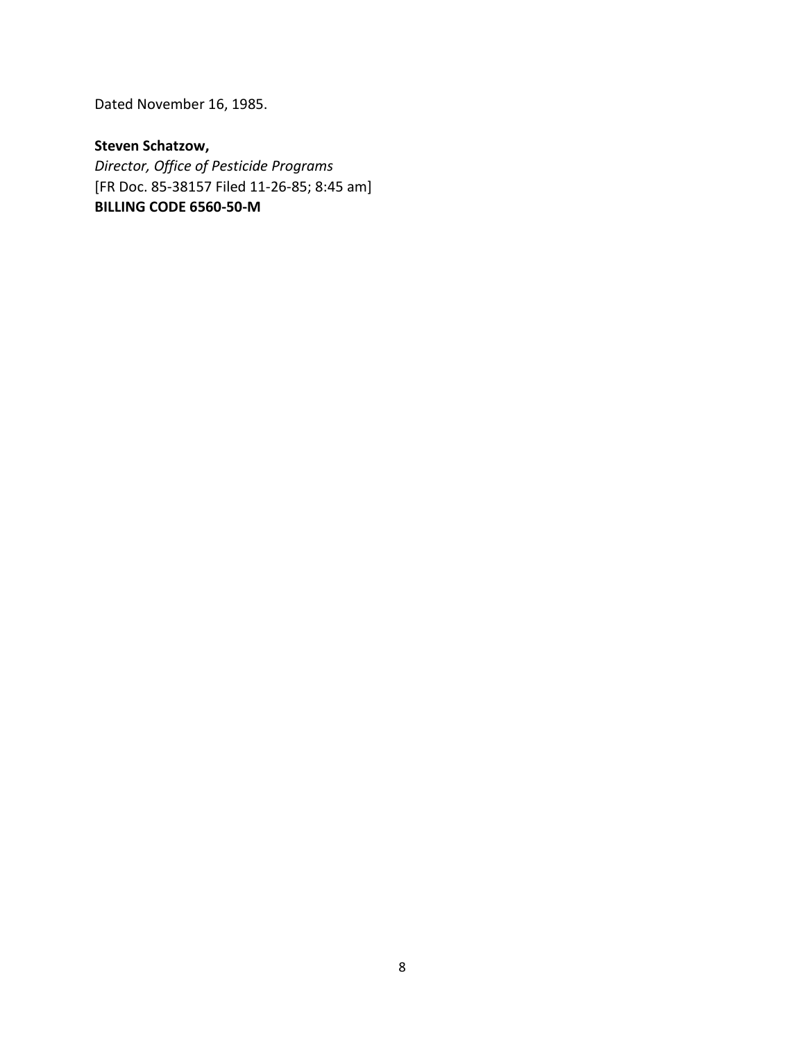Dated November 16, 1985.

**Steven Schatzow,**
*Director, Office of Pesticide Programs*
[FR Doc. 85-38157 Filed 11-26-85; 8:45 am]
**BILLING CODE 6560-50-M**